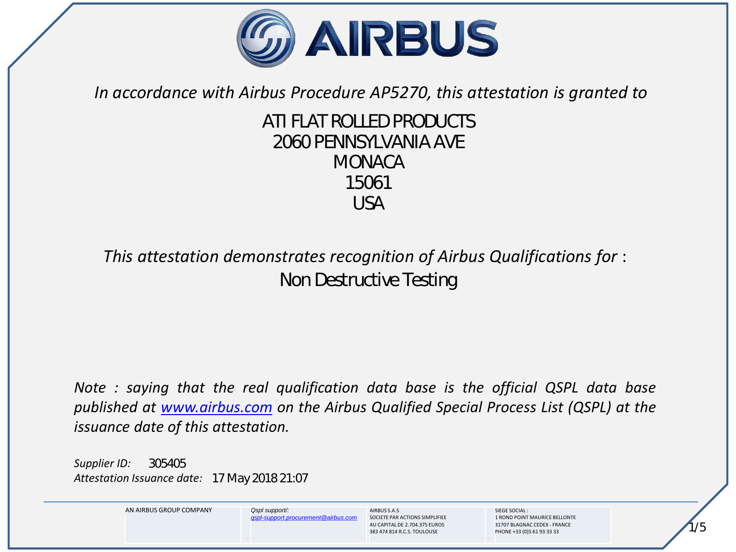AIRBUS

*In accordance with Airbus Procedure AP5270, this attestation is granted to*

ATI FLAT ROLLED PRODUCTS
2060 PENNSYLVANIA AVE
MONACA
15061
USA

*This attestation demonstrates recognition of Airbus Qualifications for* :
Non Destructive Testing

*Note : saying that the real qualification data base is the official QSPL data base published at [www.airbus.com](http://www.airbus.com) on the Airbus Qualified Special Process List (QSPL) at the issuance date of this attestation.*

*Supplier ID:* 305405
*Attestation Issuance date:* 17 May 2018 21:07

| AN AIRBUS GROUP COMPANY | *Qspl support/:* *qspl-support.procurement@airbus.com* | AIRBUS S.A.S SOCIETE PAR ACTIONS SIMPLIFIEE AU CAPITAL DE 2.704.375 EUROS 383 474 814 R.C.S. TOULOUSE | SIEGE SOCIAL : 1 ROND POINT MAURICE BELLONTE 31707 BLAGNAC CEDEX - FRANCE PHONE +33 (0)5 61 93 33 33 |
|---|---|---|---|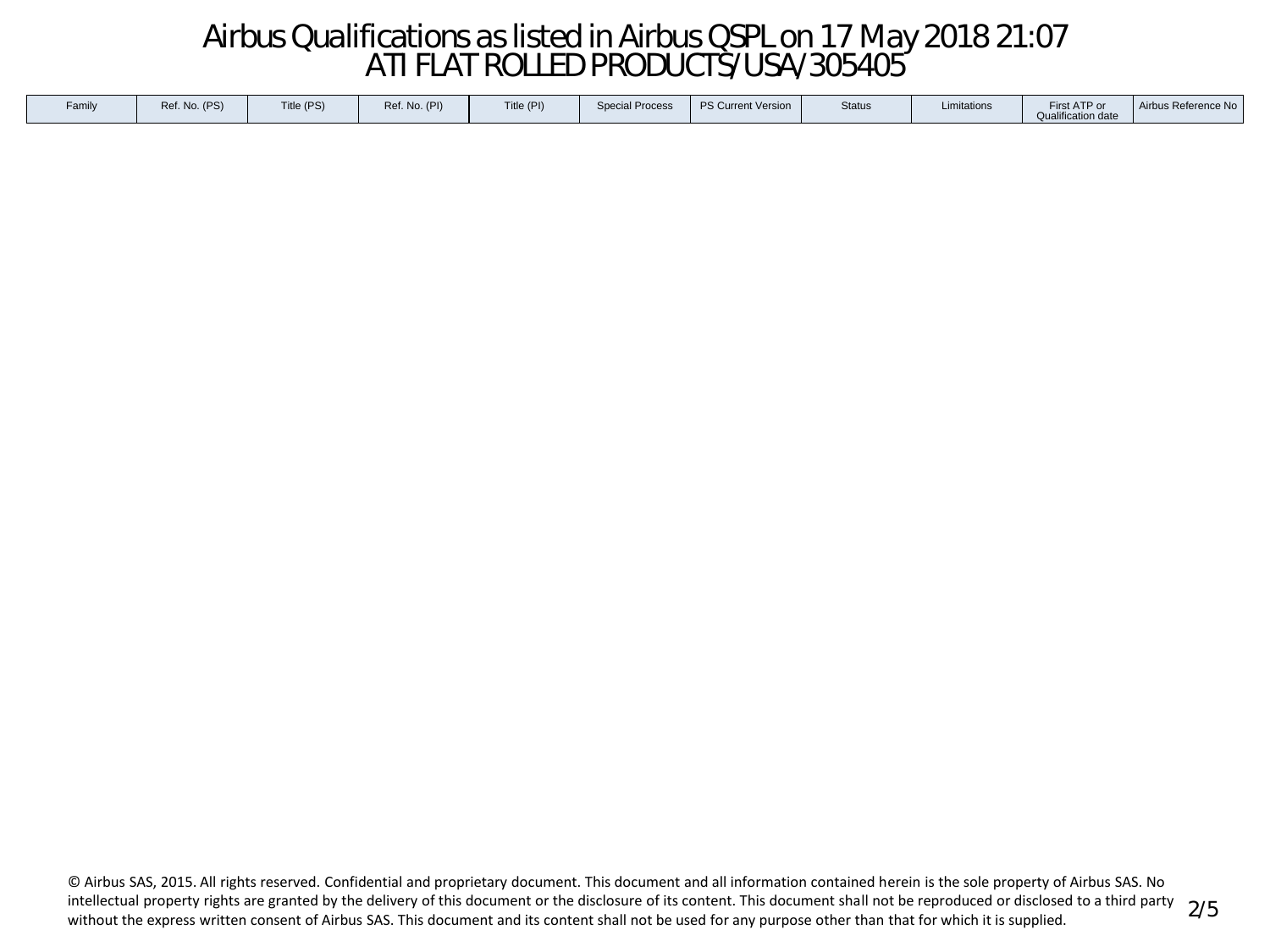# Airbus Qualifications as listed in Airbus QSPL on 17 May 2018 21:07
# ATI FLAT ROLLED PRODUCTS/USA/305405

| Family | Ref. No. (PS) | Title (PS) | Ref. No. (PI) | Title (PI) | Special Process | PS Current Version | Status | Limitations | First ATP or Qualification date | Airbus Reference No |
|---|---|---|---|---|---|---|---|---|---|---|

© Airbus SAS, 2015. All rights reserved. Confidential and proprietary document. This document and all information contained herein is the sole property of Airbus SAS. No intellectual property rights are granted by the delivery of this document or the disclosure of its content. This document shall not be reproduced or disclosed to a third party without the express written consent of Airbus SAS. This document and its content shall not be used for any purpose other than that for which it is supplied.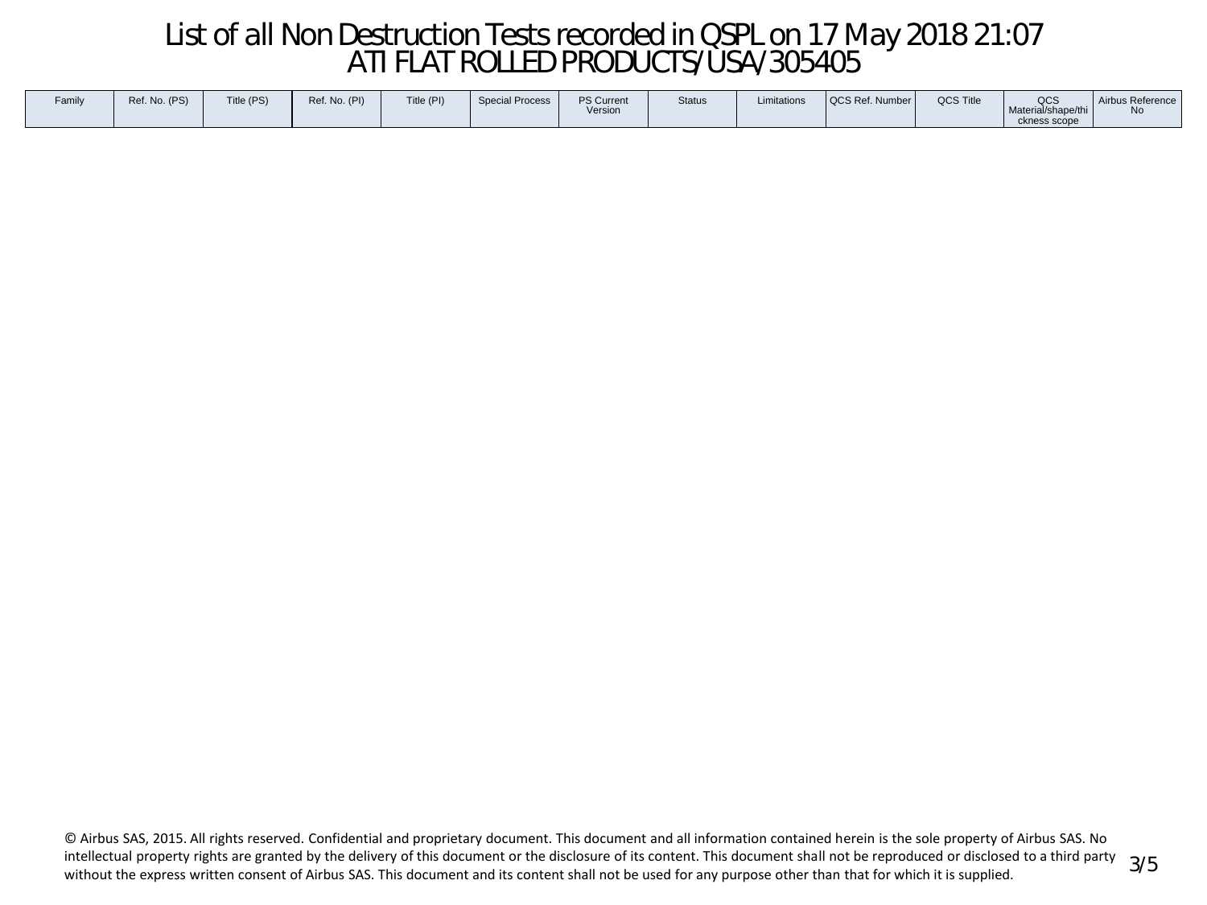# List of all Non Destruction Tests recorded in QSPL on 17 May 2018 21:07
# ATI FLAT ROLLED PRODUCTS/USA/305405

| Family | Ref. No. (PS) | Title (PS) | Ref. No. (PI) | Title (PI) | Special Process | PS Current Version | Status | Limitations | QCS Ref. Number | QCS Title | QCS Material/shape/thickness scope | Airbus Reference No |
|---|---|---|---|---|---|---|---|---|---|---|---|---|

© Airbus SAS, 2015. All rights reserved. Confidential and proprietary document. This document and all information contained herein is the sole property of Airbus SAS. No intellectual property rights are granted by the delivery of this document or the disclosure of its content. This document shall not be reproduced or disclosed to a third party without the express written consent of Airbus SAS. This document and its content shall not be used for any purpose other than that for which it is supplied.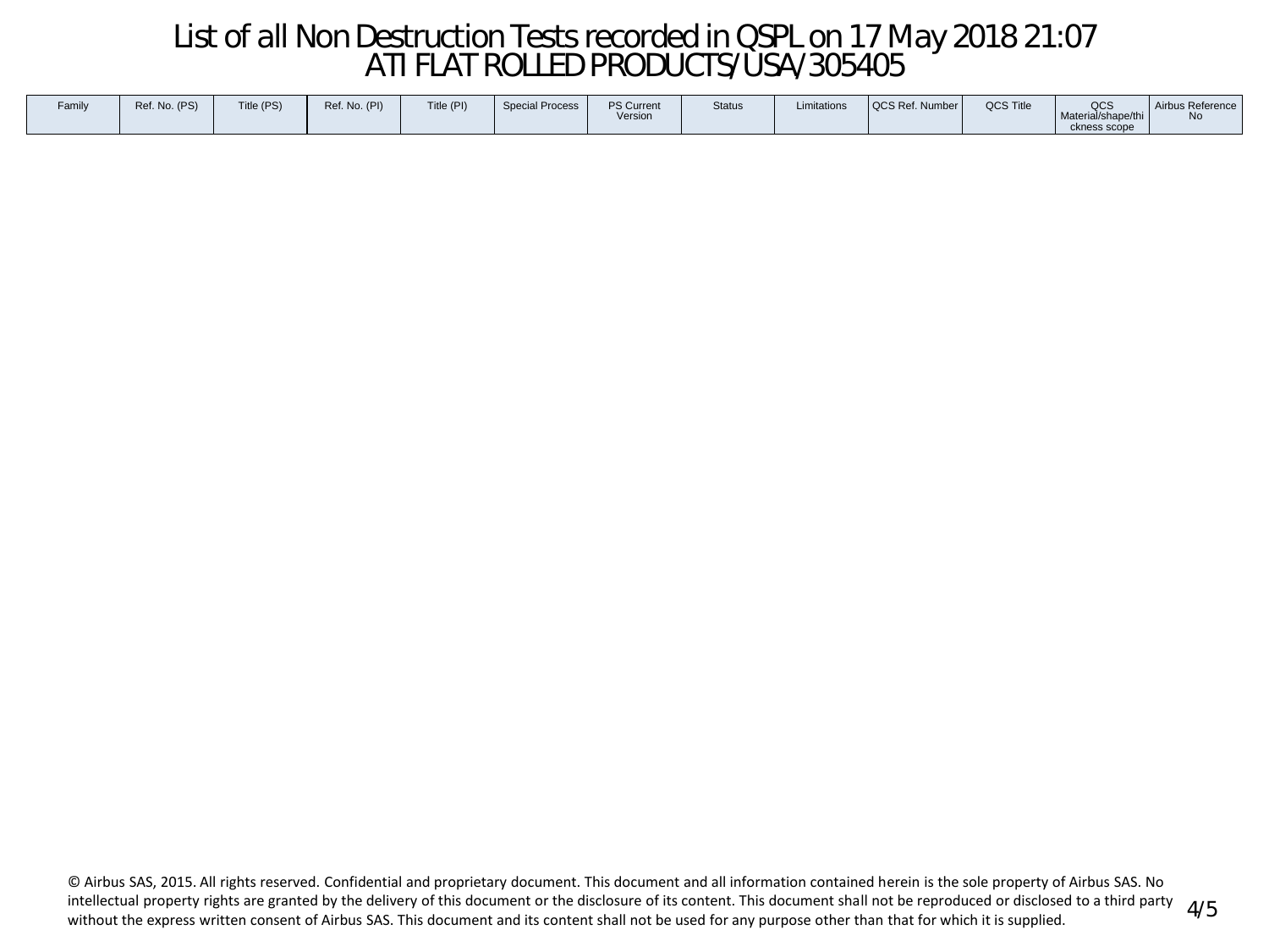# List of all Non Destruction Tests recorded in QSPL on 17 May 2018 21:07
# ATI FLAT ROLLED PRODUCTS/USA/305405

| Family | Ref. No. (PS) | Title (PS) | Ref. No. (PI) | Title (PI) | Special Process | PS Current Version | Status | Limitations | QCS Ref. Number | QCS Title | QCS Material/shape/thickness scope | Airbus Reference No |
|---|---|---|---|---|---|---|---|---|---|---|---|---|

© Airbus SAS, 2015. All rights reserved. Confidential and proprietary document. This document and all information contained herein is the sole property of Airbus SAS. No intellectual property rights are granted by the delivery of this document or the disclosure of its content. This document shall not be reproduced or disclosed to a third party without the express written consent of Airbus SAS. This document and its content shall not be used for any purpose other than that for which it is supplied.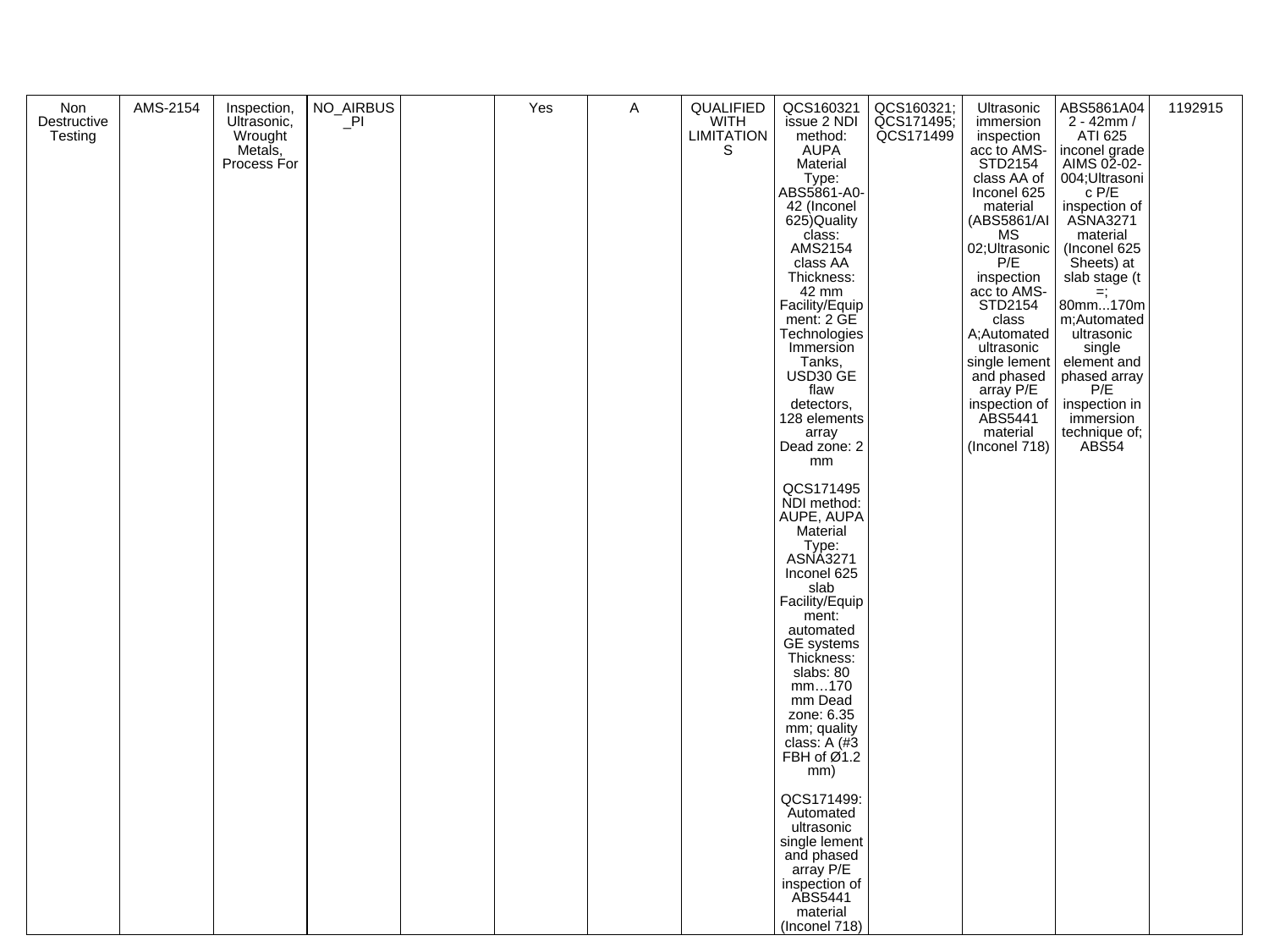| Non Destructive Testing | AMS-2154 | Inspection, Ultrasonic, Wrought Metals, Process For | NO_AIRBUS_PI | | Yes | A | QUALIFIED WITH LIMITATIONS | QCS160321 issue 2 NDI method: AUPA Material Type: ABS5861-A0-42 (Inconel 625)Quality class: AMS2154 class AA Thickness: 42 mm Facility/Equipment: 2 GE Technologies Immersion Tanks, USD30 GE flaw detectors, 128 elements array Dead zone: 2 mm<br><br>QCS171495 NDI method: AUPE, AUPA Material Type: ASNA3271 Inconel 625 slab Facility/Equipment: automated GE systems Thickness: slabs: 80 mm…170 mm Dead zone: 6.35 mm; quality class: A (#3 FBH of Ø1.2 mm)<br><br>QCS171499: Automated ultrasonic single lement and phased array P/E inspection of ABS5441 material (Inconel 718) | QCS160321; QCS171495; QCS171499 | Ultrasonic immersion inspection acc to AMS-STD2154 class AA of Inconel 625 material (ABS5861/AIMS 02;Ultrasonic P/E inspection acc to AMS-STD2154 class A;Automated ultrasonic single lement and phased array P/E inspection of ABS5441 material (Inconel 718) | ABS5861A042 - 42mm / ATI 625 inconel grade AIMS 02-02-004;Ultrasonic P/E inspection of ASNA3271 material (Inconel 625 Sheets) at slab stage (t =; 80mm...170mm;Automated ultrasonic single element and phased array P/E inspection in immersion technique of; ABS54 | 1192915 |
|---|---|---|---|---|---|---|---|---|---|---|---|---|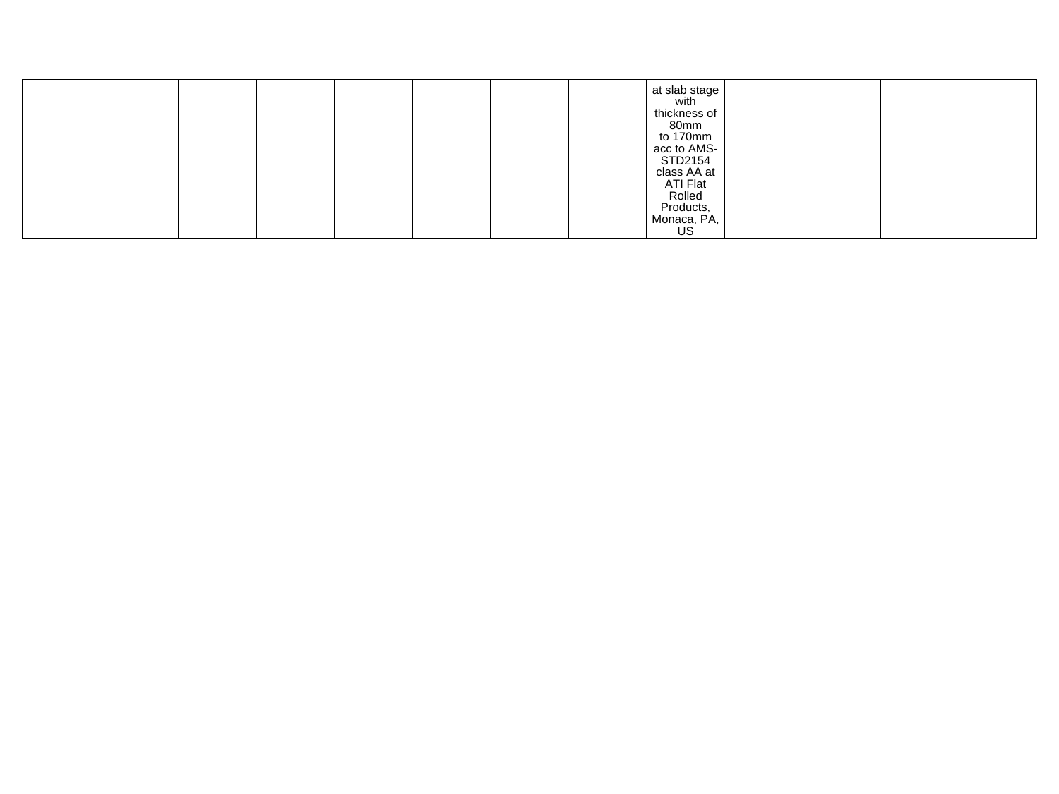| | | | | | | | | | | | | |
|---|---|---|---|---|---|---|---|---|---|---|---|---|
| | | | | | | | | at slab stage with thickness of 80mm to 170mm acc to AMS-STD2154 class AA at ATI Flat Rolled Products, Monaca, PA, US | | | | |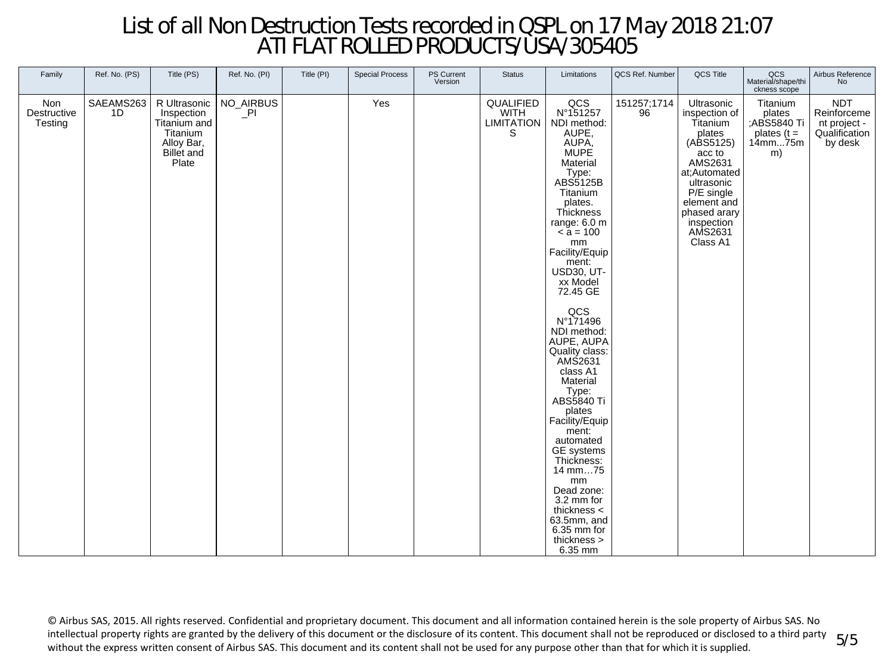# List of all Non Destruction Tests recorded in QSPL on 17 May 2018 21:07
# ATI FLAT ROLLED PRODUCTS/USA/305405

| Family | Ref. No. (PS) | Title (PS) | Ref. No. (PI) | Title (PI) | Special Process | PS Current Version | Status | Limitations | QCS Ref. Number | QCS Title | QCS Material/shape/thickness scope | Airbus Reference No |
|---|---|---|---|---|---|---|---|---|---|---|---|---|
| Non Destructive Testing | SAEAMS2631D | R Ultrasonic Inspection Titanium and Titanium Alloy Bar, Billet and Plate | NO_AIRBUS_PI | | Yes | | QUALIFIED WITH LIMITATIONS | QCS N°151257 NDI method: AUPE, AUPA, MUPE Material Type: ABS5125B Titanium plates. Thickness range: 6.0 m < a = 100 mm Facility/Equipment: USD30, UT-xx Model 72.45 GE<br><br>QCS N°171496 NDI method: AUPE, AUPA Quality class: AMS2631 class A1 Material Type: ABS5840 Ti plates Facility/Equipment: automated GE systems Thickness: 14 mm…75 mm Dead zone: 3.2 mm for thickness < 63.5mm, and 6.35 mm for thickness > 6.35 mm | 151257;171496 | Ultrasonic inspection of Titanium plates (ABS5125) acc to AMS2631 at;Automated ultrasonic P/E single element and phased arary inspection AMS2631 Class A1 | Titanium plates ;ABS5840 Ti plates (t = 14mm...75mm) | NDT Reinforcement project - Qualification by desk |

© Airbus SAS, 2015. All rights reserved. Confidential and proprietary document. This document and all information contained herein is the sole property of Airbus SAS. No intellectual property rights are granted by the delivery of this document or the disclosure of its content. This document shall not be reproduced or disclosed to a third party without the express written consent of Airbus SAS. This document and its content shall not be used for any purpose other than that for which it is supplied.